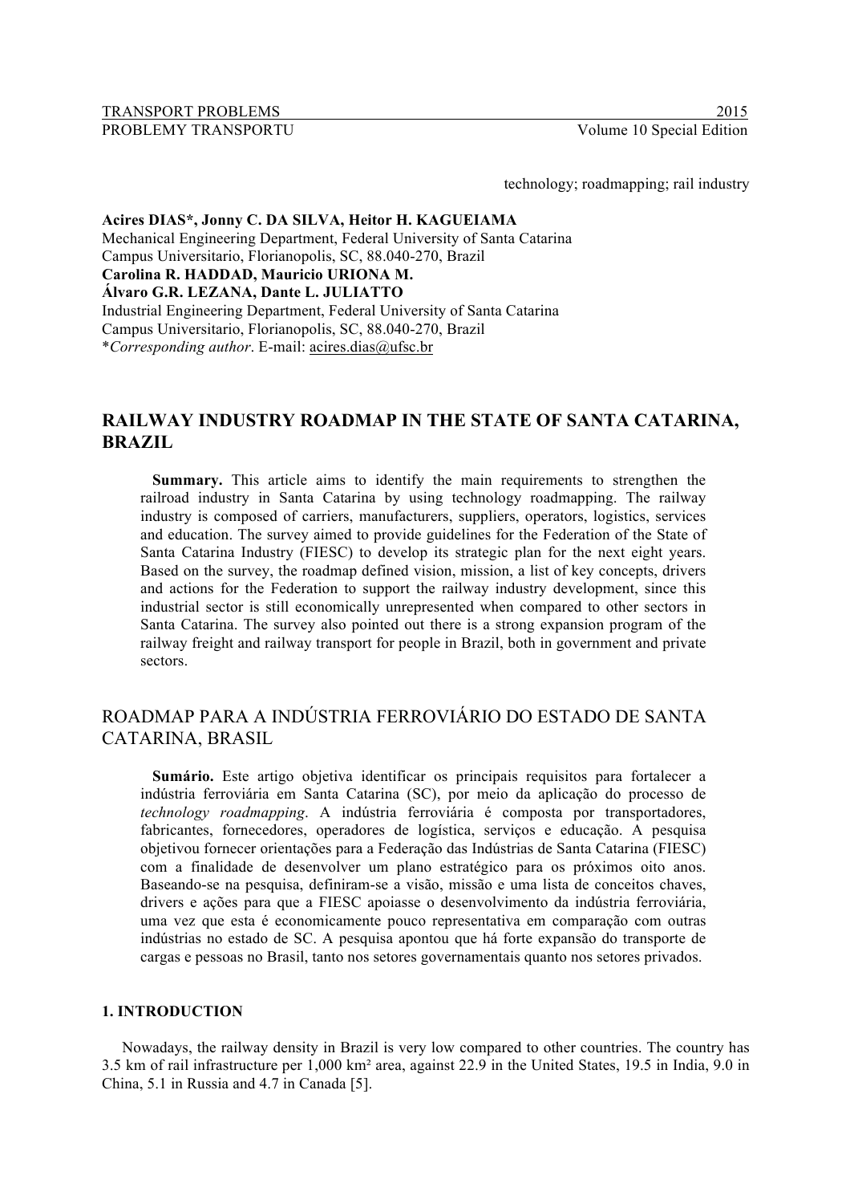technology; roadmapping; rail industry

**Acires DIAS\*, Jonny C. DA SILVA, Heitor H. KAGUEIAMA**
Mechanical Engineering Department, Federal University of Santa Catarina
Campus Universitario, Florianopolis, SC, 88.040-270, Brazil
**Carolina R. HADDAD, Mauricio URIONA M.**
**Álvaro G.R. LEZANA, Dante L. JULIATTO**
Industrial Engineering Department, Federal University of Santa Catarina
Campus Universitario, Florianopolis, SC, 88.040-270, Brazil
\**Corresponding author*. E-mail: acires.dias@ufsc.br

# RAILWAY INDUSTRY ROADMAP IN THE STATE OF SANTA CATARINA, BRAZIL

**Summary.** This article aims to identify the main requirements to strengthen the railroad industry in Santa Catarina by using technology roadmapping. The railway industry is composed of carriers, manufacturers, suppliers, operators, logistics, services and education. The survey aimed to provide guidelines for the Federation of the State of Santa Catarina Industry (FIESC) to develop its strategic plan for the next eight years. Based on the survey, the roadmap defined vision, mission, a list of key concepts, drivers and actions for the Federation to support the railway industry development, since this industrial sector is still economically unrepresented when compared to other sectors in Santa Catarina. The survey also pointed out there is a strong expansion program of the railway freight and railway transport for people in Brazil, both in government and private sectors.

# ROADMAP PARA A INDÚSTRIA FERROVIÁRIO DO ESTADO DE SANTA CATARINA, BRASIL

**Sumário.** Este artigo objetiva identificar os principais requisitos para fortalecer a indústria ferroviária em Santa Catarina (SC), por meio da aplicação do processo de *technology roadmapping*. A indústria ferroviária é composta por transportadores, fabricantes, fornecedores, operadores de logística, serviços e educação. A pesquisa objetivou fornecer orientações para a Federação das Indústrias de Santa Catarina (FIESC) com a finalidade de desenvolver um plano estratégico para os próximos oito anos. Baseando-se na pesquisa, definiram-se a visão, missão e uma lista de conceitos chaves, drivers e ações para que a FIESC apoiasse o desenvolvimento da indústria ferroviária, uma vez que esta é economicamente pouco representativa em comparação com outras indústrias no estado de SC. A pesquisa apontou que há forte expansão do transporte de cargas e pessoas no Brasil, tanto nos setores governamentais quanto nos setores privados.

## 1. INTRODUCTION

Nowadays, the railway density in Brazil is very low compared to other countries. The country has 3.5 km of rail infrastructure per 1,000 km² area, against 22.9 in the United States, 19.5 in India, 9.0 in China, 5.1 in Russia and 4.7 in Canada [5].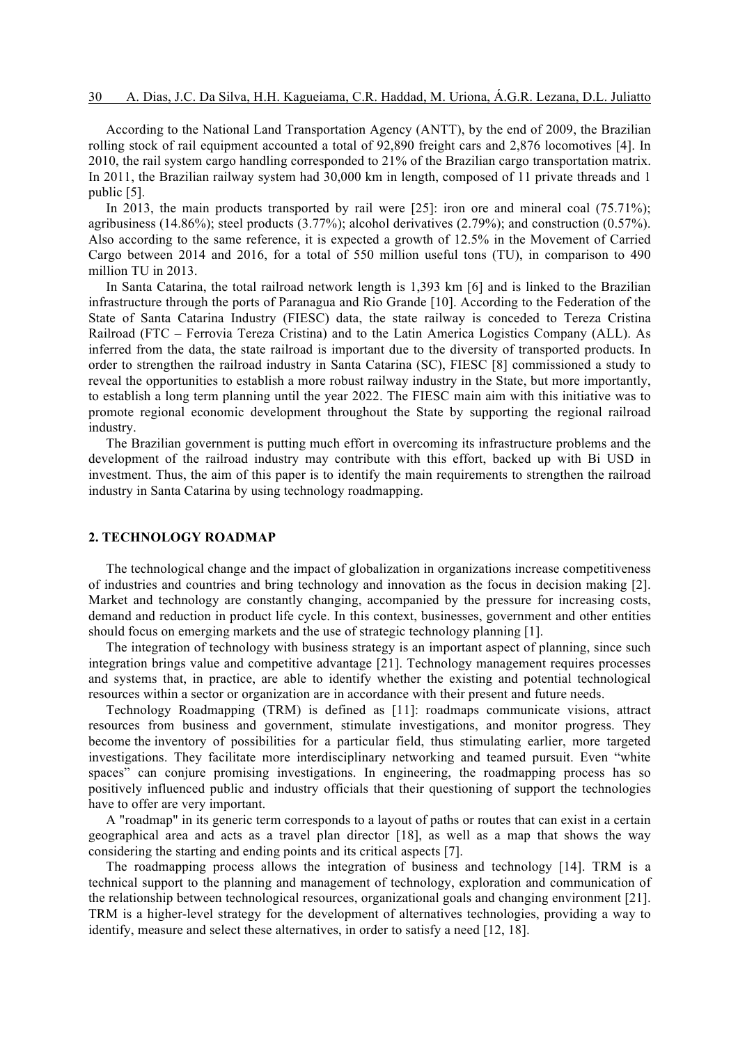According to the National Land Transportation Agency (ANTT), by the end of 2009, the Brazilian rolling stock of rail equipment accounted a total of 92,890 freight cars and 2,876 locomotives [4]. In 2010, the rail system cargo handling corresponded to 21% of the Brazilian cargo transportation matrix. In 2011, the Brazilian railway system had 30,000 km in length, composed of 11 private threads and 1 public [5].

In 2013, the main products transported by rail were [25]: iron ore and mineral coal (75.71%); agribusiness (14.86%); steel products (3.77%); alcohol derivatives (2.79%); and construction (0.57%). Also according to the same reference, it is expected a growth of 12.5% in the Movement of Carried Cargo between 2014 and 2016, for a total of 550 million useful tons (TU), in comparison to 490 million TU in 2013.

In Santa Catarina, the total railroad network length is 1,393 km [6] and is linked to the Brazilian infrastructure through the ports of Paranagua and Rio Grande [10]. According to the Federation of the State of Santa Catarina Industry (FIESC) data, the state railway is conceded to Tereza Cristina Railroad (FTC – Ferrovia Tereza Cristina) and to the Latin America Logistics Company (ALL). As inferred from the data, the state railroad is important due to the diversity of transported products. In order to strengthen the railroad industry in Santa Catarina (SC), FIESC [8] commissioned a study to reveal the opportunities to establish a more robust railway industry in the State, but more importantly, to establish a long term planning until the year 2022. The FIESC main aim with this initiative was to promote regional economic development throughout the State by supporting the regional railroad industry.

The Brazilian government is putting much effort in overcoming its infrastructure problems and the development of the railroad industry may contribute with this effort, backed up with Bi USD in investment. Thus, the aim of this paper is to identify the main requirements to strengthen the railroad industry in Santa Catarina by using technology roadmapping.

## 2. TECHNOLOGY ROADMAP

The technological change and the impact of globalization in organizations increase competitiveness of industries and countries and bring technology and innovation as the focus in decision making [2]. Market and technology are constantly changing, accompanied by the pressure for increasing costs, demand and reduction in product life cycle. In this context, businesses, government and other entities should focus on emerging markets and the use of strategic technology planning [1].

The integration of technology with business strategy is an important aspect of planning, since such integration brings value and competitive advantage [21]. Technology management requires processes and systems that, in practice, are able to identify whether the existing and potential technological resources within a sector or organization are in accordance with their present and future needs.

Technology Roadmapping (TRM) is defined as [11]: roadmaps communicate visions, attract resources from business and government, stimulate investigations, and monitor progress. They become the inventory of possibilities for a particular field, thus stimulating earlier, more targeted investigations. They facilitate more interdisciplinary networking and teamed pursuit. Even "white spaces" can conjure promising investigations. In engineering, the roadmapping process has so positively influenced public and industry officials that their questioning of support the technologies have to offer are very important.

A "roadmap" in its generic term corresponds to a layout of paths or routes that can exist in a certain geographical area and acts as a travel plan director [18], as well as a map that shows the way considering the starting and ending points and its critical aspects [7].

The roadmapping process allows the integration of business and technology [14]. TRM is a technical support to the planning and management of technology, exploration and communication of the relationship between technological resources, organizational goals and changing environment [21]. TRM is a higher-level strategy for the development of alternatives technologies, providing a way to identify, measure and select these alternatives, in order to satisfy a need [12, 18].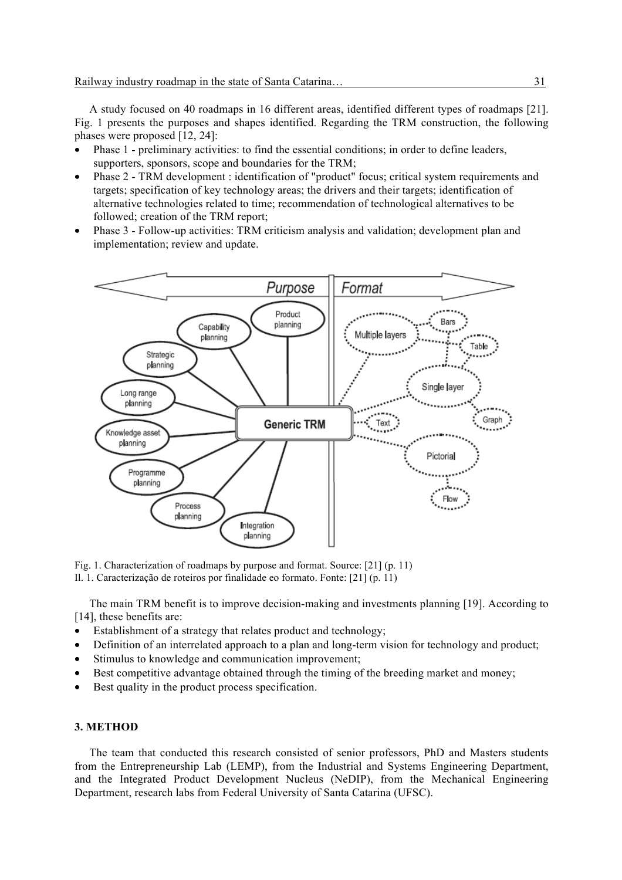A study focused on 40 roadmaps in 16 different areas, identified different types of roadmaps [21]. Fig. 1 presents the purposes and shapes identified. Regarding the TRM construction, the following phases were proposed [12, 24]:

- Phase 1 - preliminary activities: to find the essential conditions; in order to define leaders, supporters, sponsors, scope and boundaries for the TRM;
- Phase 2 - TRM development : identification of "product" focus; critical system requirements and targets; specification of key technology areas; the drivers and their targets; identification of alternative technologies related to time; recommendation of technological alternatives to be followed; creation of the TRM report;
- Phase 3 - Follow-up activities: TRM criticism analysis and validation; development plan and implementation; review and update.

Fig. 1. Characterization of roadmaps by purpose and format. Source: [21] (p. 11)
Il. 1. Caracterização de roteiros por finalidade eo formato. Fonte: [21] (p. 11)

The main TRM benefit is to improve decision-making and investments planning [19]. According to [14], these benefits are:

- Establishment of a strategy that relates product and technology;
- Definition of an interrelated approach to a plan and long-term vision for technology and product;
- Stimulus to knowledge and communication improvement;
- Best competitive advantage obtained through the timing of the breeding market and money;
- Best quality in the product process specification.

## 3. METHOD

The team that conducted this research consisted of senior professors, PhD and Masters students from the Entrepreneurship Lab (LEMP), from the Industrial and Systems Engineering Department, and the Integrated Product Development Nucleus (NeDIP), from the Mechanical Engineering Department, research labs from Federal University of Santa Catarina (UFSC).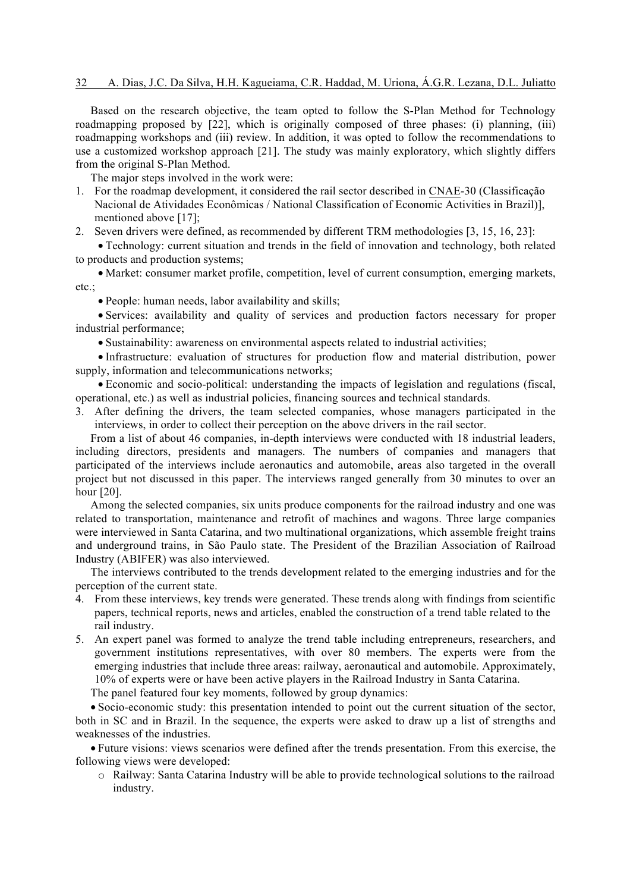Based on the research objective, the team opted to follow the S-Plan Method for Technology roadmapping proposed by [22], which is originally composed of three phases: (i) planning, (iii) roadmapping workshops and (iii) review. In addition, it was opted to follow the recommendations to use a customized workshop approach [21]. The study was mainly exploratory, which slightly differs from the original S-Plan Method.

The major steps involved in the work were:

1. For the roadmap development, it considered the rail sector described in CNAE-30 (Classificação Nacional de Atividades Econômicas / National Classification of Economic Activities in Brazil)], mentioned above [17];
2. Seven drivers were defined, as recommended by different TRM methodologies [3, 15, 16, 23]:
   - Technology: current situation and trends in the field of innovation and technology, both related to products and production systems;
   - Market: consumer market profile, competition, level of current consumption, emerging markets, etc.;
   - People: human needs, labor availability and skills;
   - Services: availability and quality of services and production factors necessary for proper industrial performance;
   - Sustainability: awareness on environmental aspects related to industrial activities;
   - Infrastructure: evaluation of structures for production flow and material distribution, power supply, information and telecommunications networks;
   - Economic and socio-political: understanding the impacts of legislation and regulations (fiscal, operational, etc.) as well as industrial policies, financing sources and technical standards.
3. After defining the drivers, the team selected companies, whose managers participated in the interviews, in order to collect their perception on the above drivers in the rail sector.

From a list of about 46 companies, in-depth interviews were conducted with 18 industrial leaders, including directors, presidents and managers. The numbers of companies and managers that participated of the interviews include aeronautics and automobile, areas also targeted in the overall project but not discussed in this paper. The interviews ranged generally from 30 minutes to over an hour [20].

Among the selected companies, six units produce components for the railroad industry and one was related to transportation, maintenance and retrofit of machines and wagons. Three large companies were interviewed in Santa Catarina, and two multinational organizations, which assemble freight trains and underground trains, in São Paulo state. The President of the Brazilian Association of Railroad Industry (ABIFER) was also interviewed.

The interviews contributed to the trends development related to the emerging industries and for the perception of the current state.

4. From these interviews, key trends were generated. These trends along with findings from scientific papers, technical reports, news and articles, enabled the construction of a trend table related to the rail industry.
5. An expert panel was formed to analyze the trend table including entrepreneurs, researchers, and government institutions representatives, with over 80 members. The experts were from the emerging industries that include three areas: railway, aeronautical and automobile. Approximately, 10% of experts were or have been active players in the Railroad Industry in Santa Catarina.

The panel featured four key moments, followed by group dynamics:

- Socio-economic study: this presentation intended to point out the current situation of the sector, both in SC and in Brazil. In the sequence, the experts were asked to draw up a list of strengths and weaknesses of the industries.
- Future visions: views scenarios were defined after the trends presentation. From this exercise, the following views were developed:
  - Railway: Santa Catarina Industry will be able to provide technological solutions to the railroad industry.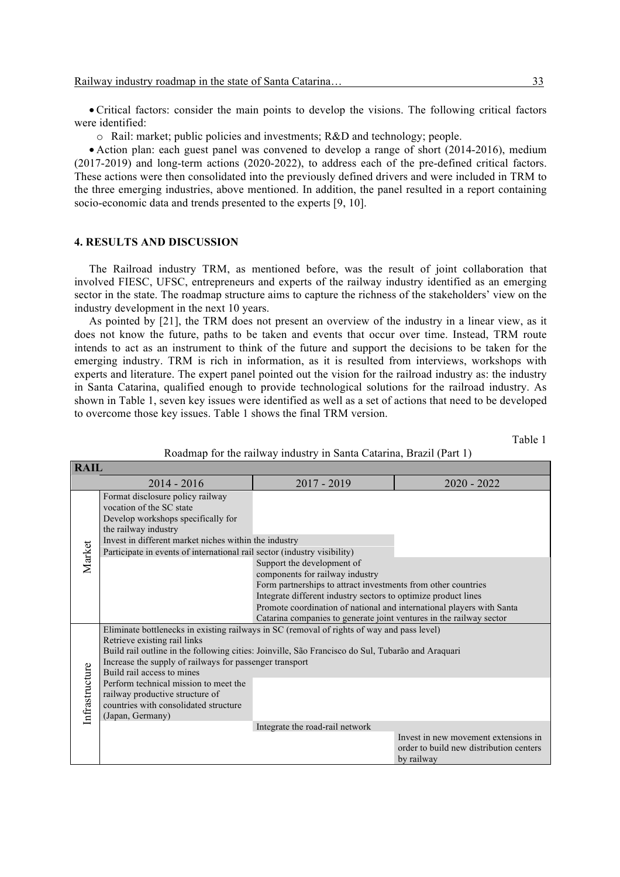- Critical factors: consider the main points to develop the visions. The following critical factors were identified:
  - Rail: market; public policies and investments; R&D and technology; people.
- Action plan: each guest panel was convened to develop a range of short (2014-2016), medium (2017-2019) and long-term actions (2020-2022), to address each of the pre-defined critical factors. These actions were then consolidated into the previously defined drivers and were included in TRM to the three emerging industries, above mentioned. In addition, the panel resulted in a report containing socio-economic data and trends presented to the experts [9, 10].

## 4. RESULTS AND DISCUSSION

The Railroad industry TRM, as mentioned before, was the result of joint collaboration that involved FIESC, UFSC, entrepreneurs and experts of the railway industry identified as an emerging sector in the state. The roadmap structure aims to capture the richness of the stakeholders' view on the industry development in the next 10 years.

As pointed by [21], the TRM does not present an overview of the industry in a linear view, as it does not know the future, paths to be taken and events that occur over time. Instead, TRM route intends to act as an instrument to think of the future and support the decisions to be taken for the emerging industry. TRM is rich in information, as it is resulted from interviews, workshops with experts and literature. The expert panel pointed out the vision for the railroad industry as: the industry in Santa Catarina, qualified enough to provide technological solutions for the railroad industry. As shown in Table 1, seven key issues were identified as well as a set of actions that need to be developed to overcome those key issues. Table 1 shows the final TRM version.

Table 1

Roadmap for the railway industry in Santa Catarina, Brazil (Part 1)

| RAIL | 2014 - 2016 | 2017 - 2019 | 2020 - 2022 |
|---|---|---|---|
| Market | Format disclosure policy railway vocation of the SC state | | |
| | Develop workshops specifically for the railway industry | | |
| | Invest in different market niches within the industry | Invest in different market niches within the industry | |
| | Participate in events of international rail sector (industry visibility) | Participate in events of international rail sector (industry visibility) | |
| | | Support the development of components for railway industry | Support the development of components for railway industry |
| | | Form partnerships to attract investments from other countries | Form partnerships to attract investments from other countries |
| | | Integrate different industry sectors to optimize product lines | Integrate different industry sectors to optimize product lines |
| | | Promote coordination of national and international players with Santa Catarina companies to generate joint ventures in the railway sector | Promote coordination of national and international players with Santa Catarina companies to generate joint ventures in the railway sector |
| Infrastructure | Eliminate bottlenecks in existing railways in SC (removal of rights of way and pass level) | Eliminate bottlenecks in existing railways in SC (removal of rights of way and pass level) | Eliminate bottlenecks in existing railways in SC (removal of rights of way and pass level) |
| | Retrieve existing rail links | Retrieve existing rail links | Retrieve existing rail links |
| | Build rail outline in the following cities: Joinville, São Francisco do Sul, Tubarão and Araquari | Build rail outline in the following cities: Joinville, São Francisco do Sul, Tubarão and Araquari | Build rail outline in the following cities: Joinville, São Francisco do Sul, Tubarão and Araquari |
| | Increase the supply of railways for passenger transport | Increase the supply of railways for passenger transport | Increase the supply of railways for passenger transport |
| | Build rail access to mines | Build rail access to mines | Build rail access to mines |
| | Perform technical mission to meet the railway productive structure of countries with consolidated structure (Japan, Germany) | | |
| | | Integrate the road-rail network | Integrate the road-rail network |
| | | | Invest in new movement extensions in order to build new distribution centers by railway |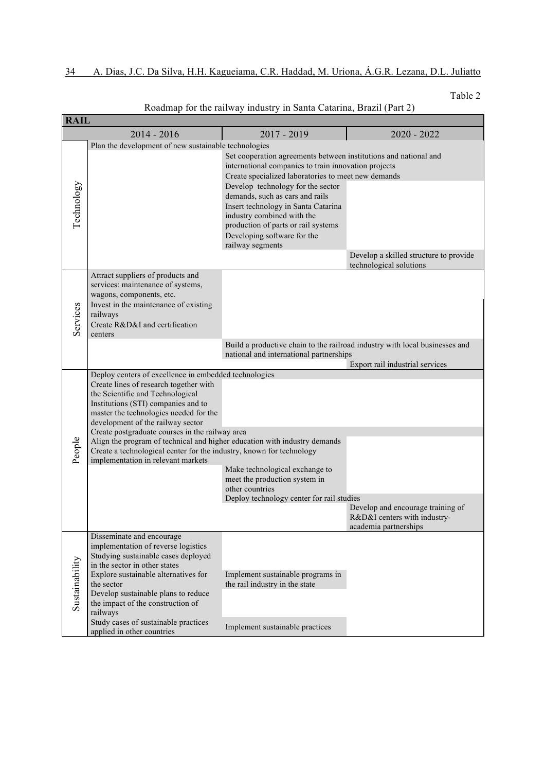Table 2

Roadmap for the railway industry in Santa Catarina, Brazil (Part 2)

| RAIL | | | |
|---|---|---|---|
| | 2014 - 2016 | 2017 - 2019 | 2020 - 2022 |
| Technology | Plan the development of new sustainable technologies | | |
| | | Set cooperation agreements between institutions and national and international companies to train innovation projects | |
| | | Create specialized laboratories to meet new demands | |
| | | Develop technology for the sector demands, such as cars and rails | |
| | | Insert technology in Santa Catarina industry combined with the production of parts or rail systems | |
| | | Developing software for the railway segments | |
| | | | Develop a skilled structure to provide technological solutions |
| Services | Attract suppliers of products and services: maintenance of systems, wagons, components, etc. | | |
| | Invest in the maintenance of existing railways | | |
| | Create R&D&I and certification centers | | |
| | | Build a productive chain to the railroad industry with local businesses and national and international partnerships | |
| | | | Export rail industrial services |
| People | Deploy centers of excellence in embedded technologies | | |
| | Create lines of research together with the Scientific and Technological Institutions (STI) companies and to master the technologies needed for the development of the railway sector | | |
| | Create postgraduate courses in the railway area | | |
| | Align the program of technical and higher education with industry demands | | |
| | Create a technological center for the industry, known for technology implementation in relevant markets | | |
| | | Make technological exchange to meet the production system in other countries | |
| | | Deploy technology center for rail studies | |
| | | | Develop and encourage training of R&D&I centers with industry-academia partnerships |
| Sustainability | Disseminate and encourage implementation of reverse logistics | | |
| | Studying sustainable cases deployed in the sector in other states | | |
| | Explore sustainable alternatives for the sector | Implement sustainable programs in the rail industry in the state | |
| | Develop sustainable plans to reduce the impact of the construction of railways | | |
| | Study cases of sustainable practices applied in other countries | Implement sustainable practices | |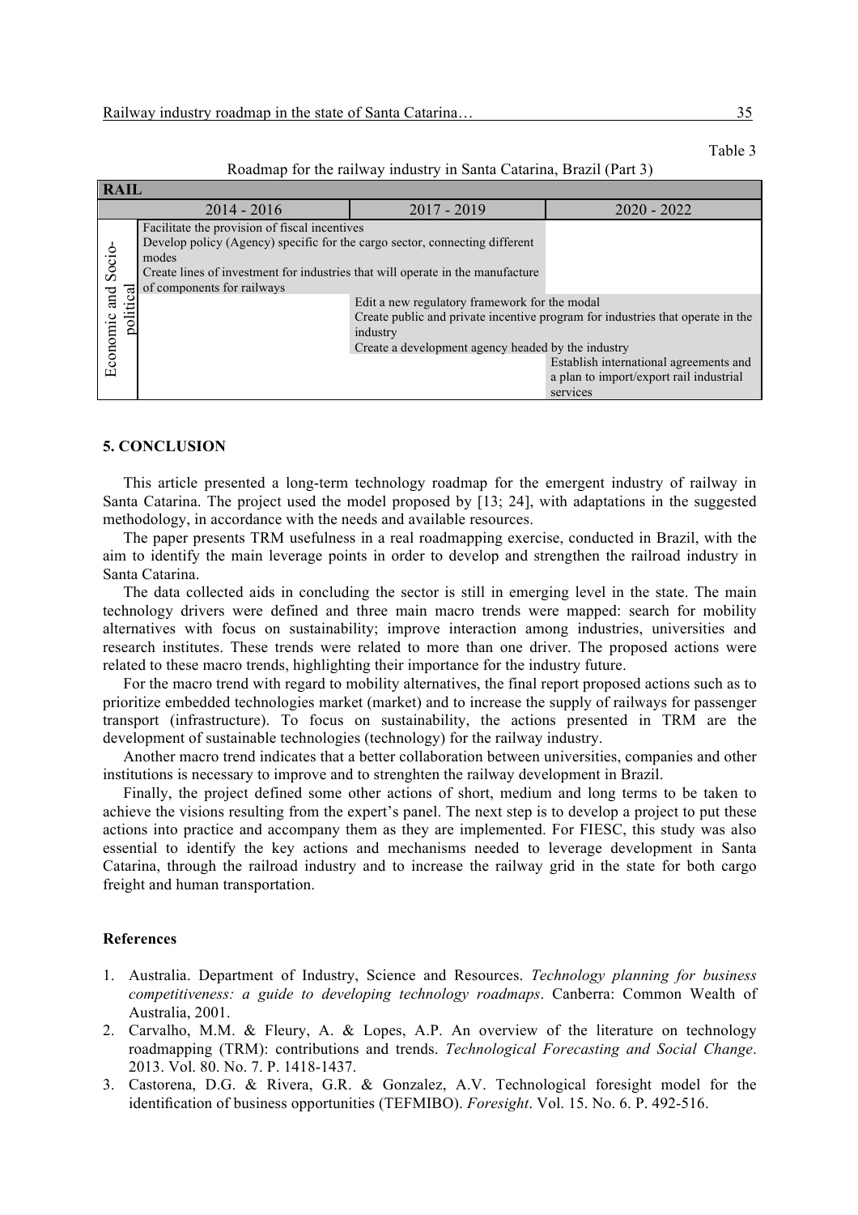Table 3

Roadmap for the railway industry in Santa Catarina, Brazil (Part 3)

| RAIL | | | |
|---|---|---|---|
| | 2014 - 2016 | 2017 - 2019 | 2020 - 2022 |
| Economic and Socio-political | Facilitate the provision of fiscal incentives<br>Develop policy (Agency) specific for the cargo sector, connecting different modes<br>Create lines of investment for industries that will operate in the manufacture of components for railways | | |
| | | Edit a new regulatory framework for the modal<br>Create public and private incentive program for industries that operate in the industry<br>Create a development agency headed by the industry | |
| | | | Establish international agreements and a plan to import/export rail industrial services |

## 5. CONCLUSION

This article presented a long-term technology roadmap for the emergent industry of railway in Santa Catarina. The project used the model proposed by [13; 24], with adaptations in the suggested methodology, in accordance with the needs and available resources.

The paper presents TRM usefulness in a real roadmapping exercise, conducted in Brazil, with the aim to identify the main leverage points in order to develop and strengthen the railroad industry in Santa Catarina.

The data collected aids in concluding the sector is still in emerging level in the state. The main technology drivers were defined and three main macro trends were mapped: search for mobility alternatives with focus on sustainability; improve interaction among industries, universities and research institutes. These trends were related to more than one driver. The proposed actions were related to these macro trends, highlighting their importance for the industry future.

For the macro trend with regard to mobility alternatives, the final report proposed actions such as to prioritize embedded technologies market (market) and to increase the supply of railways for passenger transport (infrastructure). To focus on sustainability, the actions presented in TRM are the development of sustainable technologies (technology) for the railway industry.

Another macro trend indicates that a better collaboration between universities, companies and other institutions is necessary to improve and to strenghten the railway development in Brazil.

Finally, the project defined some other actions of short, medium and long terms to be taken to achieve the visions resulting from the expert's panel. The next step is to develop a project to put these actions into practice and accompany them as they are implemented. For FIESC, this study was also essential to identify the key actions and mechanisms needed to leverage development in Santa Catarina, through the railroad industry and to increase the railway grid in the state for both cargo freight and human transportation.

### References

1. Australia. Department of Industry, Science and Resources. *Technology planning for business competitiveness: a guide to developing technology roadmaps*. Canberra: Common Wealth of Australia, 2001.
2. Carvalho, M.M. & Fleury, A. & Lopes, A.P. An overview of the literature on technology roadmapping (TRM): contributions and trends. *Technological Forecasting and Social Change*. 2013. Vol. 80. No. 7. P. 1418-1437.
3. Castorena, D.G. & Rivera, G.R. & Gonzalez, A.V. Technological foresight model for the identification of business opportunities (TEFMIBO). *Foresight*. Vol. 15. No. 6. P. 492-516.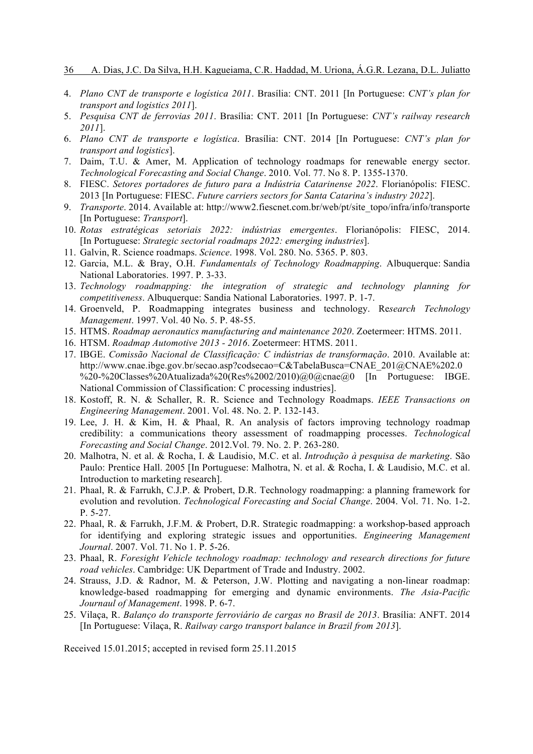4. *Plano CNT de transporte e logística 2011*. Brasília: CNT. 2011 [In Portuguese: *CNT's plan for transport and logistics 2011*].
5. *Pesquisa CNT de ferrovias 2011*. Brasília: CNT. 2011 [In Portuguese: *CNT's railway research 2011*].
6. *Plano CNT de transporte e logística*. Brasília: CNT. 2014 [In Portuguese: *CNT's plan for transport and logistics*].
7. Daim, T.U. & Amer, M. Application of technology roadmaps for renewable energy sector. *Technological Forecasting and Social Change*. 2010. Vol. 77. No 8. P. 1355-1370.
8. FIESC. *Setores portadores de futuro para a Indústria Catarinense 2022*. Florianópolis: FIESC. 2013 [In Portuguese: FIESC. *Future carriers sectors for Santa Catarina's industry 2022*].
9. *Transporte*. 2014. Available at: http://www2.fiescnet.com.br/web/pt/site_topo/infra/info/transporte [In Portuguese: *Transport*].
10. *Rotas estratégicas setoriais 2022: indústrias emergentes*. Florianópolis: FIESC, 2014. [In Portuguese: *Strategic sectorial roadmaps 2022: emerging industries*].
11. Galvin, R. Science roadmaps. *Science*. 1998. Vol. 280. No. 5365. P. 803.
12. Garcia, M.L. & Bray, O.H. *Fundamentals of Technology Roadmapping*. Albuquerque: Sandia National Laboratories. 1997. P. 3-33.
13. *Technology roadmapping: the integration of strategic and technology planning for competitiveness*. Albuquerque: Sandia National Laboratories. 1997. P. 1-7.
14. Groenveld, P. Roadmapping integrates business and technology. Re*search Technology Management*. 1997. Vol. 40 No. 5. P. 48-55.
15. HTMS. *Roadmap aeronautics manufacturing and maintenance 2020*. Zoetermeer: HTMS. 2011.
16. HTSM. *Roadmap Automotive 2013 - 2016*. Zoetermeer: HTMS. 2011.
17. IBGE. *Comissão Nacional de Classificação: C indústrias de transformação*. 2010. Available at: http://www.cnae.ibge.gov.br/secao.asp?codsecao=C&TabelaBusca=CNAE_201@CNAE%202.0%20-%20Classes%20Atualizada%20(Res%2002/2010)@0@cnae@0 [In Portuguese: IBGE. National Commission of Classification: C processing industries].
18. Kostoff, R. N. & Schaller, R. R. Science and Technology Roadmaps. *IEEE Transactions on Engineering Management*. 2001. Vol. 48. No. 2. P. 132-143.
19. Lee, J. H. & Kim, H. & Phaal, R. An analysis of factors improving technology roadmap credibility: a communications theory assessment of roadmapping processes. *Technological Forecasting and Social Change*. 2012.Vol. 79. No. 2. P. 263-280.
20. Malhotra, N. et al. & Rocha, I. & Laudisio, M.C. et al. *Introdução à pesquisa de marketing*. São Paulo: Prentice Hall. 2005 [In Portuguese: Malhotra, N. et al. & Rocha, I. & Laudisio, M.C. et al. Introduction to marketing research].
21. Phaal, R. & Farrukh, C.J.P. & Probert, D.R. Technology roadmapping: a planning framework for evolution and revolution. *Technological Forecasting and Social Change*. 2004. Vol. 71. No. 1-2. P. 5-27.
22. Phaal, R. & Farrukh, J.F.M. & Probert, D.R. Strategic roadmapping: a workshop-based approach for identifying and exploring strategic issues and opportunities. *Engineering Management Journal*. 2007. Vol. 71. No 1. P. 5-26.
23. Phaal, R. *Foresight Vehicle technology roadmap: technology and research directions for future road vehicles*. Cambridge: UK Department of Trade and Industry. 2002.
24. Strauss, J.D. & Radnor, M. & Peterson, J.W. Plotting and navigating a non-linear roadmap: knowledge-based roadmapping for emerging and dynamic environments. *The Asia-Pacific Journaul of Management*. 1998. P. 6-7.
25. Vilaça, R. *Balanço do transporte ferroviário de cargas no Brasil de 2013*. Brasília: ANFT. 2014 [In Portuguese: Vilaça, R. *Railway cargo transport balance in Brazil from 2013*].

Received 15.01.2015; accepted in revised form 25.11.2015